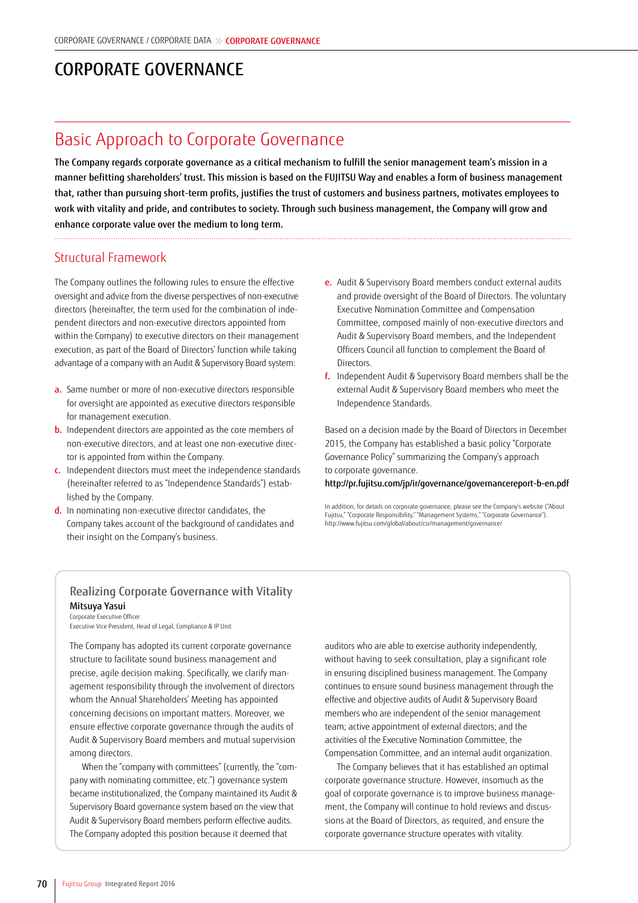# CORPORATE GOVERNANCE

## Basic Approach to Corporate Governance

**The Company regards corporate governance as a critical mechanism to fulfill the senior management team's mission in a manner befitting shareholders' trust. This mission is based on the FUJITSU Way and enables a form of business management that, rather than pursuing short-term profits, justifies the trust of customers and business partners, motivates employees to work with vitality and pride, and contributes to society. Through such business management, the Company will grow and enhance corporate value over the medium to long term.**

### Structural Framework

The Company outlines the following rules to ensure the effective oversight and advice from the diverse perspectives of non-executive directors (hereinafter, the term used for the combination of independent directors and non-executive directors appointed from within the Company) to executive directors on their management execution, as part of the Board of Directors' function while taking advantage of a company with an Audit & Supervisory Board system:

- **a.** Same number or more of non-executive directors responsible for oversight are appointed as executive directors responsible for management execution.
- **b.** Independent directors are appointed as the core members of non-executive directors, and at least one non-executive director is appointed from within the Company.
- **c.** Independent directors must meet the independence standards (hereinafter referred to as "Independence Standards") established by the Company.
- **d.** In nominating non-executive director candidates, the Company takes account of the background of candidates and their insight on the Company's business.
- **e.** Audit & Supervisory Board members conduct external audits and provide oversight of the Board of Directors. The voluntary Executive Nomination Committee and Compensation Committee, composed mainly of non-executive directors and Audit & Supervisory Board members, and the Independent Officers Council all function to complement the Board of Directors.
- **f.** Independent Audit & Supervisory Board members shall be the external Audit & Supervisory Board members who meet the Independence Standards.

Based on a decision made by the Board of Directors in December 2015, the Company has established a basic policy "Corporate Governance Policy" summarizing the Company's approach to corporate governance.
**http://pr.fujitsu.com/jp/ir/governance/governancereport-b-en.pdf**

In addition, for details on corporate governance, please see the Company's website ("About Fujitsu," "Corporate Responsibility," "Management Systems," "Corporate Governance").
http://www.fujitsu.com/global/about/csr/management/governance/

### Realizing Corporate Governance with Vitality

**Mitsuya Yasui**
Corporate Executive Officer
Executive Vice President, Head of Legal, Compliance & IP Unit

The Company has adopted its current corporate governance structure to facilitate sound business management and precise, agile decision making. Specifically, we clarify management responsibility through the involvement of directors whom the Annual Shareholders' Meeting has appointed concerning decisions on important matters. Moreover, we ensure effective corporate governance through the audits of Audit & Supervisory Board members and mutual supervision among directors.

When the "company with committees" (currently, the "company with nominating committee, etc.") governance system became institutionalized, the Company maintained its Audit & Supervisory Board governance system based on the view that Audit & Supervisory Board members perform effective audits. The Company adopted this position because it deemed that auditors who are able to exercise authority independently, without having to seek consultation, play a significant role in ensuring disciplined business management. The Company continues to ensure sound business management through the effective and objective audits of Audit & Supervisory Board members who are independent of the senior management team; active appointment of external directors; and the activities of the Executive Nomination Committee, the Compensation Committee, and an internal audit organization.

The Company believes that it has established an optimal corporate governance structure. However, insomuch as the goal of corporate governance is to improve business management, the Company will continue to hold reviews and discussions at the Board of Directors, as required, and ensure the corporate governance structure operates with vitality.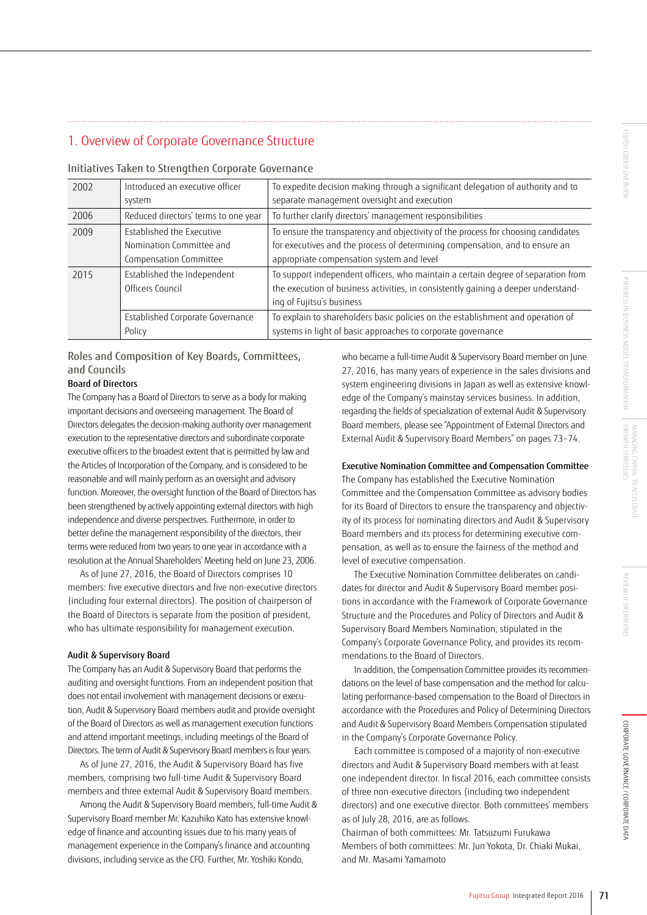## 1. Overview of Corporate Governance Structure

### Initiatives Taken to Strengthen Corporate Governance

| Year | Initiative | Purpose |
|---|---|---|
| 2002 | Introduced an executive officer system | To expedite decision making through a significant delegation of authority and to separate management oversight and execution |
| 2006 | Reduced directors' terms to one year | To further clarify directors' management responsibilities |
| 2009 | Established the Executive Nomination Committee and Compensation Committee | To ensure the transparency and objectivity of the process for choosing candidates for executives and the process of determining compensation, and to ensure an appropriate compensation system and level |
| 2015 | Established the Independent Officers Council | To support independent officers, who maintain a certain degree of separation from the execution of business activities, in consistently gaining a deeper understanding of Fujitsu's business |
| | Established Corporate Governance Policy | To explain to shareholders basic policies on the establishment and operation of systems in light of basic approaches to corporate governance |

### Roles and Composition of Key Boards, Committees, and Councils

**Board of Directors**

The Company has a Board of Directors to serve as a body for making important decisions and overseeing management. The Board of Directors delegates the decision-making authority over management execution to the representative directors and subordinate corporate executive officers to the broadest extent that is permitted by law and the Articles of Incorporation of the Company, and is considered to be reasonable and will mainly perform as an oversight and advisory function. Moreover, the oversight function of the Board of Directors has been strengthened by actively appointing external directors with high independence and diverse perspectives. Furthermore, in order to better define the management responsibility of the directors, their terms were reduced from two years to one year in accordance with a resolution at the Annual Shareholders' Meeting held on June 23, 2006.

As of June 27, 2016, the Board of Directors comprises 10 members: five executive directors and five non-executive directors (including four external directors). The position of chairperson of the Board of Directors is separate from the position of president, who has ultimate responsibility for management execution.

**Audit & Supervisory Board**

The Company has an Audit & Supervisory Board that performs the auditing and oversight functions. From an independent position that does not entail involvement with management decisions or execution, Audit & Supervisory Board members audit and provide oversight of the Board of Directors as well as management execution functions and attend important meetings, including meetings of the Board of Directors. The term of Audit & Supervisory Board members is four years.

As of June 27, 2016, the Audit & Supervisory Board has five members, comprising two full-time Audit & Supervisory Board members and three external Audit & Supervisory Board members.

Among the Audit & Supervisory Board members, full-time Audit & Supervisory Board member Mr. Kazuhiko Kato has extensive knowledge of finance and accounting issues due to his many years of management experience in the Company's finance and accounting divisions, including service as the CFO. Further, Mr. Yoshiki Kondo, who became a full-time Audit & Supervisory Board member on June 27, 2016, has many years of experience in the sales divisions and system engineering divisions in Japan as well as extensive knowledge of the Company's mainstay services business. In addition, regarding the fields of specialization of external Audit & Supervisory Board members, please see "Appointment of External Directors and External Audit & Supervisory Board Members" on pages 73–74.

**Executive Nomination Committee and Compensation Committee**

The Company has established the Executive Nomination Committee and the Compensation Committee as advisory bodies for its Board of Directors to ensure the transparency and objectivity of its process for nominating directors and Audit & Supervisory Board members and its process for determining executive compensation, as well as to ensure the fairness of the method and level of executive compensation.

The Executive Nomination Committee deliberates on candidates for director and Audit & Supervisory Board member positions in accordance with the Framework of Corporate Governance Structure and the Procedures and Policy of Directors and Audit & Supervisory Board Members Nomination, stipulated in the Company's Corporate Governance Policy, and provides its recommendations to the Board of Directors.

In addition, the Compensation Committee provides its recommendations on the level of base compensation and the method for calculating performance-based compensation to the Board of Directors in accordance with the Procedures and Policy of Determining Directors and Audit & Supervisory Board Members Compensation stipulated in the Company's Corporate Governance Policy.

Each committee is composed of a majority of non-executive directors and Audit & Supervisory Board members with at least one independent director. In fiscal 2016, each committee consists of three non-executive directors (including two independent directors) and one executive director. Both committees' members as of July 28, 2016, are as follows.

Chairman of both committees: Mr. Tatsuzumi Furukawa
Members of both committees: Mr. Jun Yokota, Dr. Chiaki Mukai, and Mr. Masami Yamamoto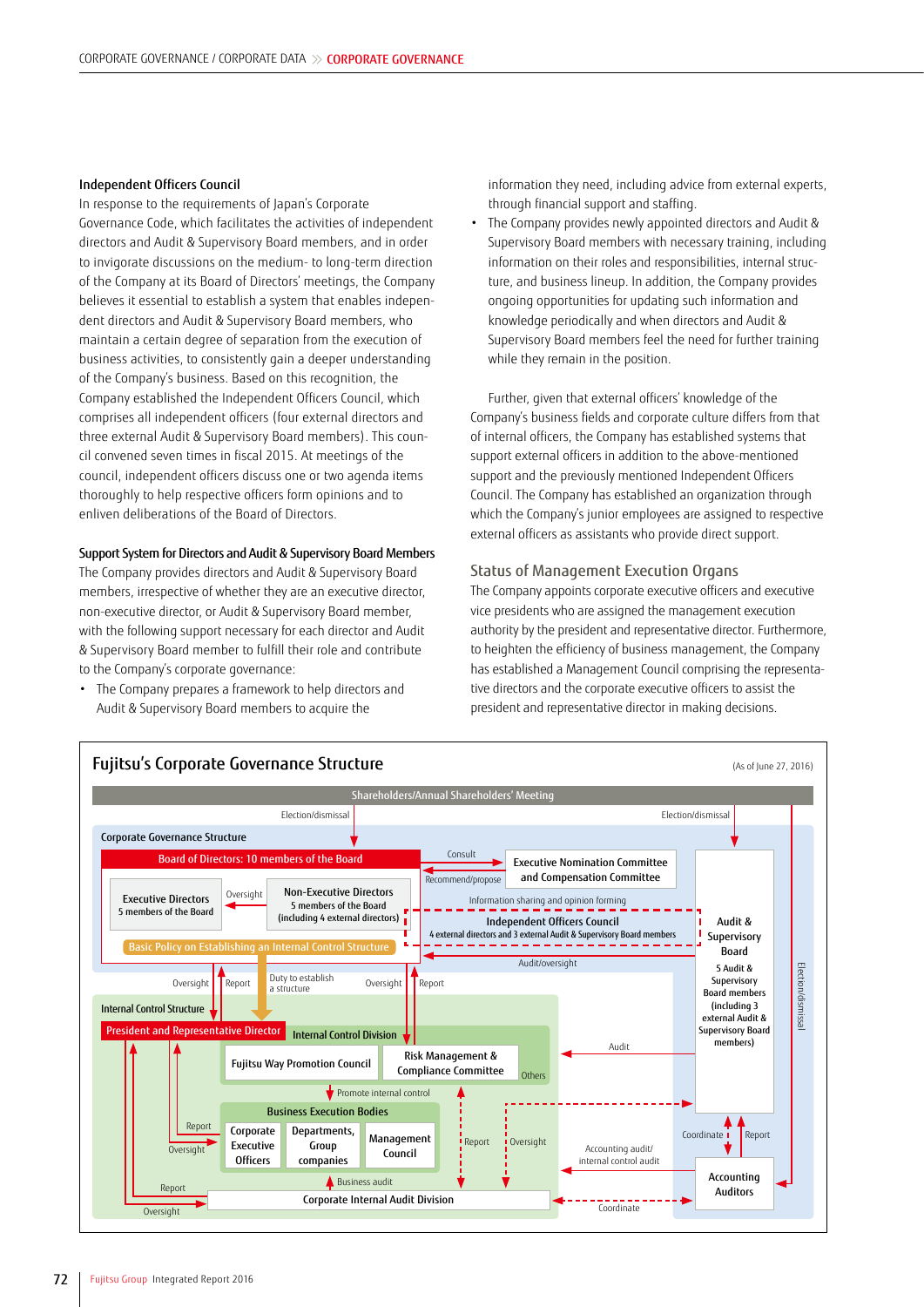### Independent Officers Council

In response to the requirements of Japan's Corporate Governance Code, which facilitates the activities of independent directors and Audit & Supervisory Board members, and in order to invigorate discussions on the medium- to long-term direction of the Company at its Board of Directors' meetings, the Company believes it essential to establish a system that enables independent directors and Audit & Supervisory Board members, who maintain a certain degree of separation from the execution of business activities, to consistently gain a deeper understanding of the Company's business. Based on this recognition, the Company established the Independent Officers Council, which comprises all independent officers (four external directors and three external Audit & Supervisory Board members). This council convened seven times in fiscal 2015. At meetings of the council, independent officers discuss one or two agenda items thoroughly to help respective officers form opinions and to enliven deliberations of the Board of Directors.

### Support System for Directors and Audit & Supervisory Board Members

The Company provides directors and Audit & Supervisory Board members, irrespective of whether they are an executive director, non-executive director, or Audit & Supervisory Board member, with the following support necessary for each director and Audit & Supervisory Board member to fulfill their role and contribute to the Company's corporate governance:

- The Company prepares a framework to help directors and Audit & Supervisory Board members to acquire the information they need, including advice from external experts, through financial support and staffing.
- The Company provides newly appointed directors and Audit & Supervisory Board members with necessary training, including information on their roles and responsibilities, internal structure, and business lineup. In addition, the Company provides ongoing opportunities for updating such information and knowledge periodically and when directors and Audit & Supervisory Board members feel the need for further training while they remain in the position.

Further, given that external officers' knowledge of the Company's business fields and corporate culture differs from that of internal officers, the Company has established systems that support external officers in addition to the above-mentioned support and the previously mentioned Independent Officers Council. The Company has established an organization through which the Company's junior employees are assigned to respective external officers as assistants who provide direct support.

## Status of Management Execution Organs

The Company appoints corporate executive officers and executive vice presidents who are assigned the management execution authority by the president and representative director. Furthermore, to heighten the efficiency of business management, the Company has established a Management Council comprising the representative directors and the corporate executive officers to assist the president and representative director in making decisions.

## Fujitsu's Corporate Governance Structure

(As of June 27, 2016)

Shareholders/Annual Shareholders' Meeting

Election/dismissal | Election/dismissal | Election/dismissal

**Corporate Governance Structure**

- Board of Directors: 10 members of the Board
  - Executive Directors: 5 members of the Board
  - Non-Executive Directors: 5 members of the Board (including 4 external directors) — Oversight of Executive Directors
  - Basic Policy on Establishing an Internal Control Structure
- Executive Nomination Committee and Compensation Committee (Consult / Recommend/propose)
- Independent Officers Council: 4 external directors and 3 external Audit & Supervisory Board members (Information sharing and opinion forming)
- Audit & Supervisory Board: 5 Audit & Supervisory Board members (including 3 external Audit & Supervisory Board members) — Audit/oversight

Oversight | Report | Duty to establish a structure | Oversight | Report

**Internal Control Structure**

- President and Representative Director
- Internal Control Division
  - Fujitsu Way Promotion Council
  - Risk Management & Compliance Committee
  - Others
- Promote internal control
- Business Execution Bodies
  - Corporate Executive Officers
  - Departments, Group companies
  - Management Council
- Business audit
- Corporate Internal Audit Division

Report | Oversight | Report | Oversight | Audit | Accounting audit/internal control audit | Coordinate | Report | Coordinate

- Accounting Auditors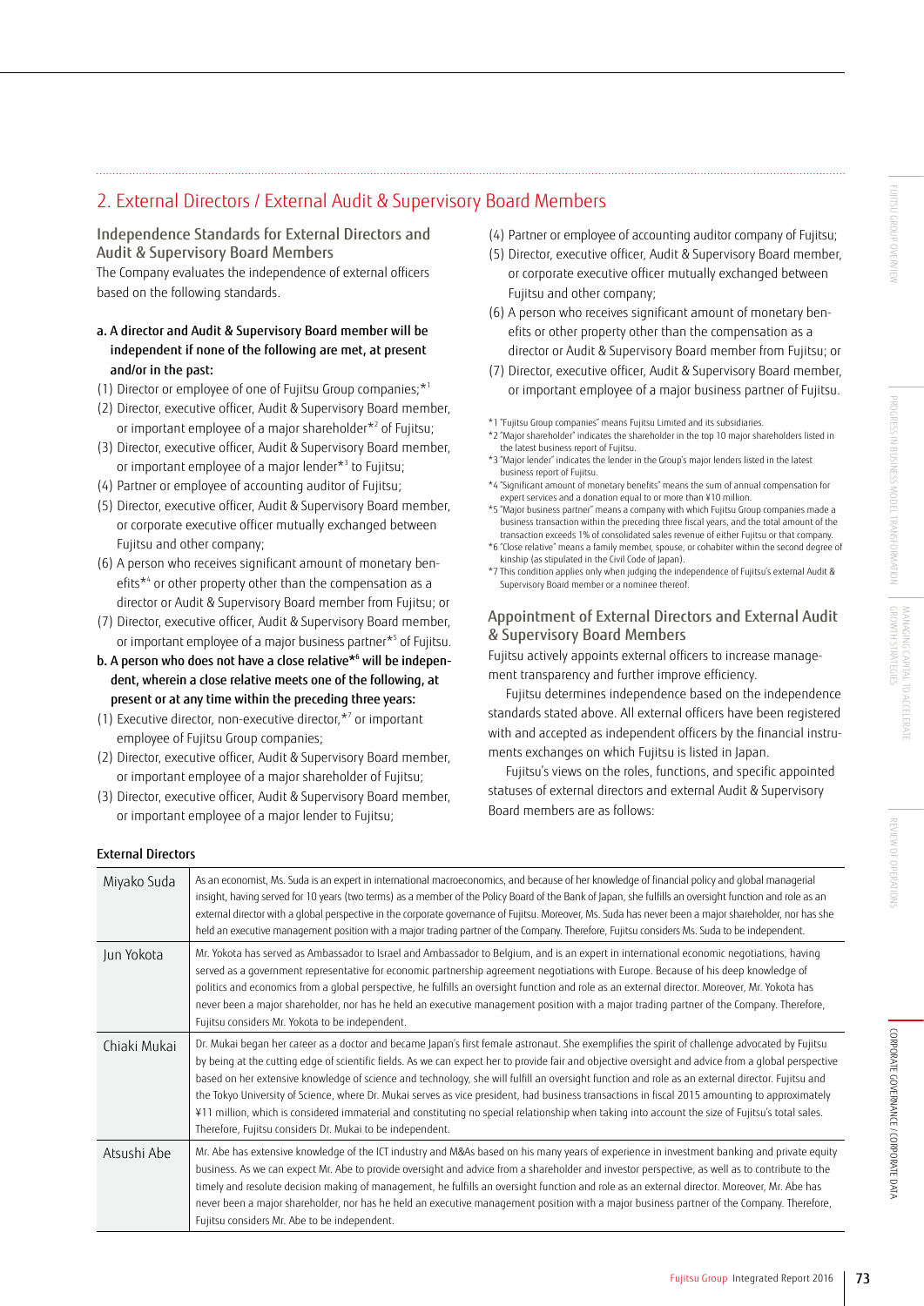## 2. External Directors / External Audit & Supervisory Board Members

### Independence Standards for External Directors and Audit & Supervisory Board Members

The Company evaluates the independence of external officers based on the following standards.

**a. A director and Audit & Supervisory Board member will be independent if none of the following are met, at present and/or in the past:**

(1) Director or employee of one of Fujitsu Group companies;*[1]

(2) Director, executive officer, Audit & Supervisory Board member, or important employee of a major shareholder*[2] of Fujitsu;

(3) Director, executive officer, Audit & Supervisory Board member, or important employee of a major lender*[3] to Fujitsu;

(4) Partner or employee of accounting auditor of Fujitsu;

(5) Director, executive officer, Audit & Supervisory Board member, or corporate executive officer mutually exchanged between Fujitsu and other company;

(6) A person who receives significant amount of monetary benefits*[4] or other property other than the compensation as a director or Audit & Supervisory Board member from Fujitsu; or

(7) Director, executive officer, Audit & Supervisory Board member, or important employee of a major business partner*[5] of Fujitsu.

**b. A person who does not have a close relative*[6] will be independent, wherein a close relative meets one of the following, at present or at any time within the preceding three years:**

(1) Executive director, non-executive director,*[7] or important employee of Fujitsu Group companies;

(2) Director, executive officer, Audit & Supervisory Board member, or important employee of a major shareholder of Fujitsu;

(3) Director, executive officer, Audit & Supervisory Board member, or important employee of a major lender to Fujitsu;

(4) Partner or employee of accounting auditor company of Fujitsu;

(5) Director, executive officer, Audit & Supervisory Board member, or corporate executive officer mutually exchanged between Fujitsu and other company;

(6) A person who receives significant amount of monetary benefits or other property other than the compensation as a director or Audit & Supervisory Board member from Fujitsu; or

(7) Director, executive officer, Audit & Supervisory Board member, or important employee of a major business partner of Fujitsu.

*1 "Fujitsu Group companies" means Fujitsu Limited and its subsidiaries.

*2 "Major shareholder" indicates the shareholder in the top 10 major shareholders listed in the latest business report of Fujitsu.

*3 "Major lender" indicates the lender in the Group's major lenders listed in the latest business report of Fujitsu.

*4 "Significant amount of monetary benefits" means the sum of annual compensation for expert services and a donation equal to or more than ¥10 million.

*5 "Major business partner" means a company with which Fujitsu Group companies made a business transaction within the preceding three fiscal years, and the total amount of the transaction exceeds 1% of consolidated sales revenue of either Fujitsu or that company.

*6 "Close relative" means a family member, spouse, or cohabiter within the second degree of kinship (as stipulated in the Civil Code of Japan).

*7 This condition applies only when judging the independence of Fujitsu's external Audit & Supervisory Board member or a nominee thereof.

### Appointment of External Directors and External Audit & Supervisory Board Members

Fujitsu actively appoints external officers to increase management transparency and further improve efficiency.

Fujitsu determines independence based on the independence standards stated above. All external officers have been registered with and accepted as independent officers by the financial instruments exchanges on which Fujitsu is listed in Japan.

Fujitsu's views on the roles, functions, and specific appointed statuses of external directors and external Audit & Supervisory Board members are as follows:

**External Directors**

| | |
|---|---|
| Miyako Suda | As an economist, Ms. Suda is an expert in international macroeconomics, and because of her knowledge of financial policy and global managerial insight, having served for 10 years (two terms) as a member of the Policy Board of the Bank of Japan, she fulfills an oversight function and role as an external director with a global perspective in the corporate governance of Fujitsu. Moreover, Ms. Suda has never been a major shareholder, nor has she held an executive management position with a major trading partner of the Company. Therefore, Fujitsu considers Ms. Suda to be independent. |
| Jun Yokota | Mr. Yokota has served as Ambassador to Israel and Ambassador to Belgium, and is an expert in international economic negotiations, having served as a government representative for economic partnership agreement negotiations with Europe. Because of his deep knowledge of politics and economics from a global perspective, he fulfills an oversight function and role as an external director. Moreover, Mr. Yokota has never been a major shareholder, nor has he held an executive management position with a major trading partner of the Company. Therefore, Fujitsu considers Mr. Yokota to be independent. |
| Chiaki Mukai | Dr. Mukai began her career as a doctor and became Japan's first female astronaut. She exemplifies the spirit of challenge advocated by Fujitsu by being at the cutting edge of scientific fields. As we can expect her to provide fair and objective oversight and advice from a global perspective based on her extensive knowledge of science and technology, she will fulfill an oversight function and role as an external director. Fujitsu and the Tokyo University of Science, where Dr. Mukai serves as vice president, had business transactions in fiscal 2015 amounting to approximately ¥11 million, which is considered immaterial and constituting no special relationship when taking into account the size of Fujitsu's total sales. Therefore, Fujitsu considers Dr. Mukai to be independent. |
| Atsushi Abe | Mr. Abe has extensive knowledge of the ICT industry and M&As based on his many years of experience in investment banking and private equity business. As we can expect Mr. Abe to provide oversight and advice from a shareholder and investor perspective, as well as to contribute to the timely and resolute decision making of management, he fulfills an oversight function and role as an external director. Moreover, Mr. Abe has never been a major shareholder, nor has he held an executive management position with a major business partner of the Company. Therefore, Fujitsu considers Mr. Abe to be independent. |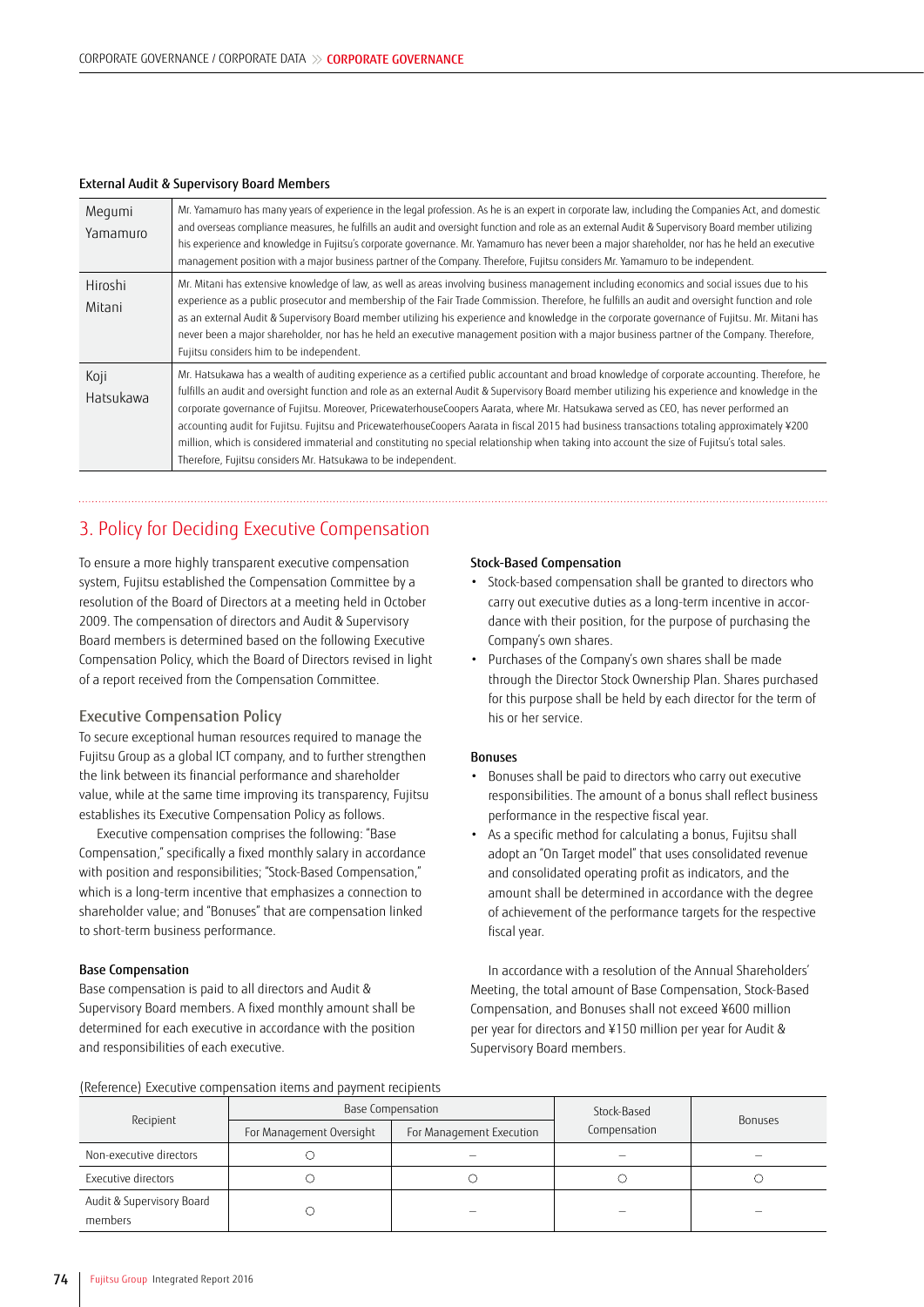**External Audit & Supervisory Board Members**

| | |
|---|---|
| Megumi Yamamuro | Mr. Yamamuro has many years of experience in the legal profession. As he is an expert in corporate law, including the Companies Act, and domestic and overseas compliance measures, he fulfills an audit and oversight function and role as an external Audit & Supervisory Board member utilizing his experience and knowledge in Fujitsu's corporate governance. Mr. Yamamuro has never been a major shareholder, nor has he held an executive management position with a major business partner of the Company. Therefore, Fujitsu considers Mr. Yamamuro to be independent. |
| Hiroshi Mitani | Mr. Mitani has extensive knowledge of law, as well as areas involving business management including economics and social issues due to his experience as a public prosecutor and membership of the Fair Trade Commission. Therefore, he fulfills an audit and oversight function and role as an external Audit & Supervisory Board member utilizing his experience and knowledge in the corporate governance of Fujitsu. Mr. Mitani has never been a major shareholder, nor has he held an executive management position with a major business partner of the Company. Therefore, Fujitsu considers him to be independent. |
| Koji Hatsukawa | Mr. Hatsukawa has a wealth of auditing experience as a certified public accountant and broad knowledge of corporate accounting. Therefore, he fulfills an audit and oversight function and role as an external Audit & Supervisory Board member utilizing his experience and knowledge in the corporate governance of Fujitsu. Moreover, PricewaterhouseCoopers Aarata, where Mr. Hatsukawa served as CEO, has never performed an accounting audit for Fujitsu. Fujitsu and PricewaterhouseCoopers Aarata in fiscal 2015 had business transactions totaling approximately ¥200 million, which is considered immaterial and constituting no special relationship when taking into account the size of Fujitsu's total sales. Therefore, Fujitsu considers Mr. Hatsukawa to be independent. |

## 3. Policy for Deciding Executive Compensation

To ensure a more highly transparent executive compensation system, Fujitsu established the Compensation Committee by a resolution of the Board of Directors at a meeting held in October 2009. The compensation of directors and Audit & Supervisory Board members is determined based on the following Executive Compensation Policy, which the Board of Directors revised in light of a report received from the Compensation Committee.

### Executive Compensation Policy

To secure exceptional human resources required to manage the Fujitsu Group as a global ICT company, and to further strengthen the link between its financial performance and shareholder value, while at the same time improving its transparency, Fujitsu establishes its Executive Compensation Policy as follows.

Executive compensation comprises the following: "Base Compensation," specifically a fixed monthly salary in accordance with position and responsibilities; "Stock-Based Compensation," which is a long-term incentive that emphasizes a connection to shareholder value; and "Bonuses" that are compensation linked to short-term business performance.

**Base Compensation**

Base compensation is paid to all directors and Audit & Supervisory Board members. A fixed monthly amount shall be determined for each executive in accordance with the position and responsibilities of each executive.

**Stock-Based Compensation**

- Stock-based compensation shall be granted to directors who carry out executive duties as a long-term incentive in accordance with their position, for the purpose of purchasing the Company's own shares.
- Purchases of the Company's own shares shall be made through the Director Stock Ownership Plan. Shares purchased for this purpose shall be held by each director for the term of his or her service.

**Bonuses**

- Bonuses shall be paid to directors who carry out executive responsibilities. The amount of a bonus shall reflect business performance in the respective fiscal year.
- As a specific method for calculating a bonus, Fujitsu shall adopt an "On Target model" that uses consolidated revenue and consolidated operating profit as indicators, and the amount shall be determined in accordance with the degree of achievement of the performance targets for the respective fiscal year.

In accordance with a resolution of the Annual Shareholders' Meeting, the total amount of Base Compensation, Stock-Based Compensation, and Bonuses shall not exceed ¥600 million per year for directors and ¥150 million per year for Audit & Supervisory Board members.

(Reference) Executive compensation items and payment recipients

| Recipient | Base Compensation | | Stock-Based Compensation | Bonuses |
|---|---|---|---|---|
| | For Management Oversight | For Management Execution | | |
| Non-executive directors | ○ | – | – | – |
| Executive directors | ○ | ○ | ○ | ○ |
| Audit & Supervisory Board members | ○ | – | – | – |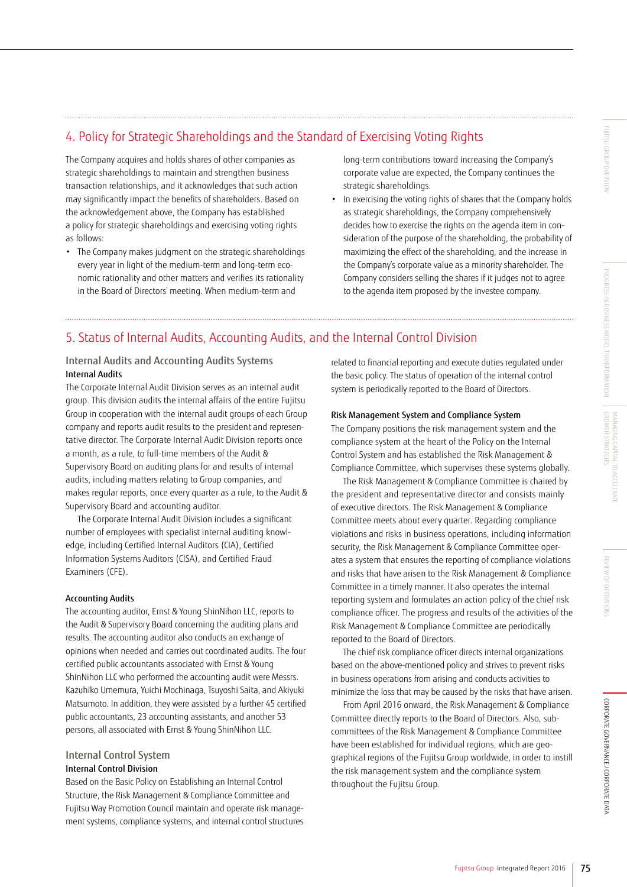## 4. Policy for Strategic Shareholdings and the Standard of Exercising Voting Rights

The Company acquires and holds shares of other companies as strategic shareholdings to maintain and strengthen business transaction relationships, and it acknowledges that such action may significantly impact the benefits of shareholders. Based on the acknowledgement above, the Company has established a policy for strategic shareholdings and exercising voting rights as follows:

- The Company makes judgment on the strategic shareholdings every year in light of the medium-term and long-term economic rationality and other matters and verifies its rationality in the Board of Directors' meeting. When medium-term and long-term contributions toward increasing the Company's corporate value are expected, the Company continues the strategic shareholdings.
- In exercising the voting rights of shares that the Company holds as strategic shareholdings, the Company comprehensively decides how to exercise the rights on the agenda item in consideration of the purpose of the shareholding, the probability of maximizing the effect of the shareholding, and the increase in the Company's corporate value as a minority shareholder. The Company considers selling the shares if it judges not to agree to the agenda item proposed by the investee company.

## 5. Status of Internal Audits, Accounting Audits, and the Internal Control Division

### Internal Audits and Accounting Audits Systems

**Internal Audits**

The Corporate Internal Audit Division serves as an internal audit group. This division audits the internal affairs of the entire Fujitsu Group in cooperation with the internal audit groups of each Group company and reports audit results to the president and representative director. The Corporate Internal Audit Division reports once a month, as a rule, to full-time members of the Audit & Supervisory Board on auditing plans for and results of internal audits, including matters relating to Group companies, and makes regular reports, once every quarter as a rule, to the Audit & Supervisory Board and accounting auditor.

The Corporate Internal Audit Division includes a significant number of employees with specialist internal auditing knowledge, including Certified Internal Auditors (CIA), Certified Information Systems Auditors (CISA), and Certified Fraud Examiners (CFE).

**Accounting Audits**

The accounting auditor, Ernst & Young ShinNihon LLC, reports to the Audit & Supervisory Board concerning the auditing plans and results. The accounting auditor also conducts an exchange of opinions when needed and carries out coordinated audits. The four certified public accountants associated with Ernst & Young ShinNihon LLC who performed the accounting audit were Messrs. Kazuhiko Umemura, Yuichi Mochinaga, Tsuyoshi Saita, and Akiyuki Matsumoto. In addition, they were assisted by a further 45 certified public accountants, 23 accounting assistants, and another 53 persons, all associated with Ernst & Young ShinNihon LLC.

### Internal Control System

**Internal Control Division**

Based on the Basic Policy on Establishing an Internal Control Structure, the Risk Management & Compliance Committee and Fujitsu Way Promotion Council maintain and operate risk management systems, compliance systems, and internal control structures related to financial reporting and execute duties regulated under the basic policy. The status of operation of the internal control system is periodically reported to the Board of Directors.

**Risk Management System and Compliance System**

The Company positions the risk management system and the compliance system at the heart of the Policy on the Internal Control System and has established the Risk Management & Compliance Committee, which supervises these systems globally.

The Risk Management & Compliance Committee is chaired by the president and representative director and consists mainly of executive directors. The Risk Management & Compliance Committee meets about every quarter. Regarding compliance violations and risks in business operations, including information security, the Risk Management & Compliance Committee operates a system that ensures the reporting of compliance violations and risks that have arisen to the Risk Management & Compliance Committee in a timely manner. It also operates the internal reporting system and formulates an action policy of the chief risk compliance officer. The progress and results of the activities of the Risk Management & Compliance Committee are periodically reported to the Board of Directors.

The chief risk compliance officer directs internal organizations based on the above-mentioned policy and strives to prevent risks in business operations from arising and conducts activities to minimize the loss that may be caused by the risks that have arisen.

From April 2016 onward, the Risk Management & Compliance Committee directly reports to the Board of Directors. Also, sub-committees of the Risk Management & Compliance Committee have been established for individual regions, which are geographical regions of the Fujitsu Group worldwide, in order to instill the risk management system and the compliance system throughout the Fujitsu Group.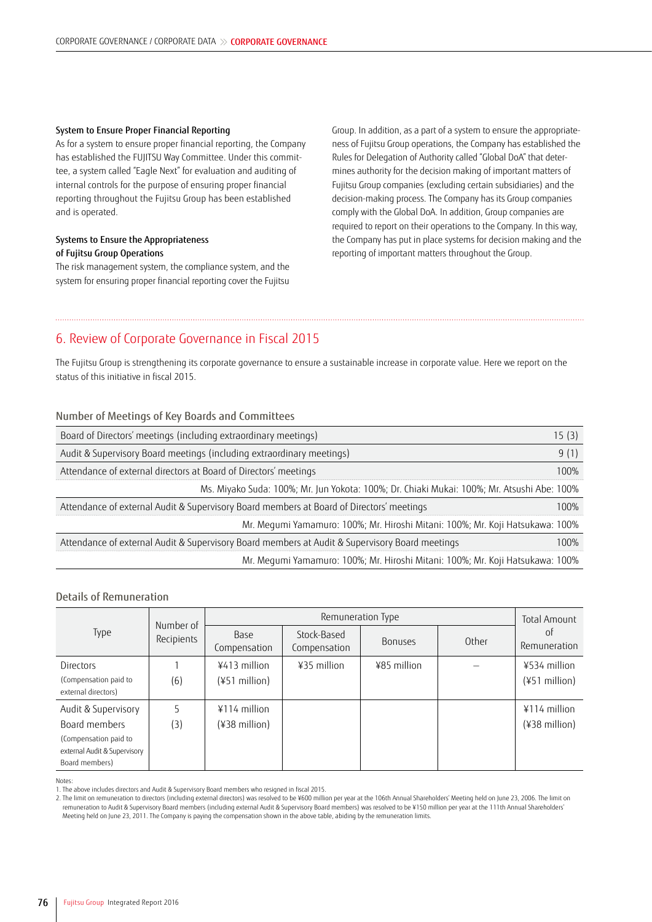**System to Ensure Proper Financial Reporting**

As for a system to ensure proper financial reporting, the Company has established the FUJITSU Way Committee. Under this committee, a system called "Eagle Next" for evaluation and auditing of internal controls for the purpose of ensuring proper financial reporting throughout the Fujitsu Group has been established and is operated.

**Systems to Ensure the Appropriateness of Fujitsu Group Operations**

The risk management system, the compliance system, and the system for ensuring proper financial reporting cover the Fujitsu Group. In addition, as a part of a system to ensure the appropriateness of Fujitsu Group operations, the Company has established the Rules for Delegation of Authority called "Global DoA" that determines authority for the decision making of important matters of Fujitsu Group companies (excluding certain subsidiaries) and the decision-making process. The Company has its Group companies comply with the Global DoA. In addition, Group companies are required to report on their operations to the Company. In this way, the Company has put in place systems for decision making and the reporting of important matters throughout the Group.

## 6. Review of Corporate Governance in Fiscal 2015

The Fujitsu Group is strengthening its corporate governance to ensure a sustainable increase in corporate value. Here we report on the status of this initiative in fiscal 2015.

### Number of Meetings of Key Boards and Committees

| | |
|---|---|
| Board of Directors' meetings (including extraordinary meetings) | 15 (3) |
| Audit & Supervisory Board meetings (including extraordinary meetings) | 9 (1) |
| Attendance of external directors at Board of Directors' meetings | 100% |
| Ms. Miyako Suda: 100%; Mr. Jun Yokota: 100%; Dr. Chiaki Mukai: 100%; Mr. Atsushi Abe: 100% | |
| Attendance of external Audit & Supervisory Board members at Board of Directors' meetings | 100% |
| Mr. Megumi Yamamuro: 100%; Mr. Hiroshi Mitani: 100%; Mr. Koji Hatsukawa: 100% | |
| Attendance of external Audit & Supervisory Board members at Audit & Supervisory Board meetings | 100% |
| Mr. Megumi Yamamuro: 100%; Mr. Hiroshi Mitani: 100%; Mr. Koji Hatsukawa: 100% | |

### Details of Remuneration

| Type | Number of Recipients | Remuneration Type | | | | Total Amount of Remuneration |
|---|---|---|---|---|---|---|
| | | Base Compensation | Stock-Based Compensation | Bonuses | Other | |
| Directors (Compensation paid to external directors) | 1 (6) | ¥413 million (¥51 million) | ¥35 million | ¥85 million | — | ¥534 million (¥51 million) |
| Audit & Supervisory Board members (Compensation paid to external Audit & Supervisory Board members) | 5 (3) | ¥114 million (¥38 million) | | | | ¥114 million (¥38 million) |

Notes:
1. The above includes directors and Audit & Supervisory Board members who resigned in fiscal 2015.
2. The limit on remuneration to directors (including external directors) was resolved to be ¥600 million per year at the 106th Annual Shareholders' Meeting held on June 23, 2006. The limit on remuneration to Audit & Supervisory Board members (including external Audit & Supervisory Board members) was resolved to be ¥150 million per year at the 111th Annual Shareholders' Meeting held on June 23, 2011. The Company is paying the compensation shown in the above table, abiding by the remuneration limits.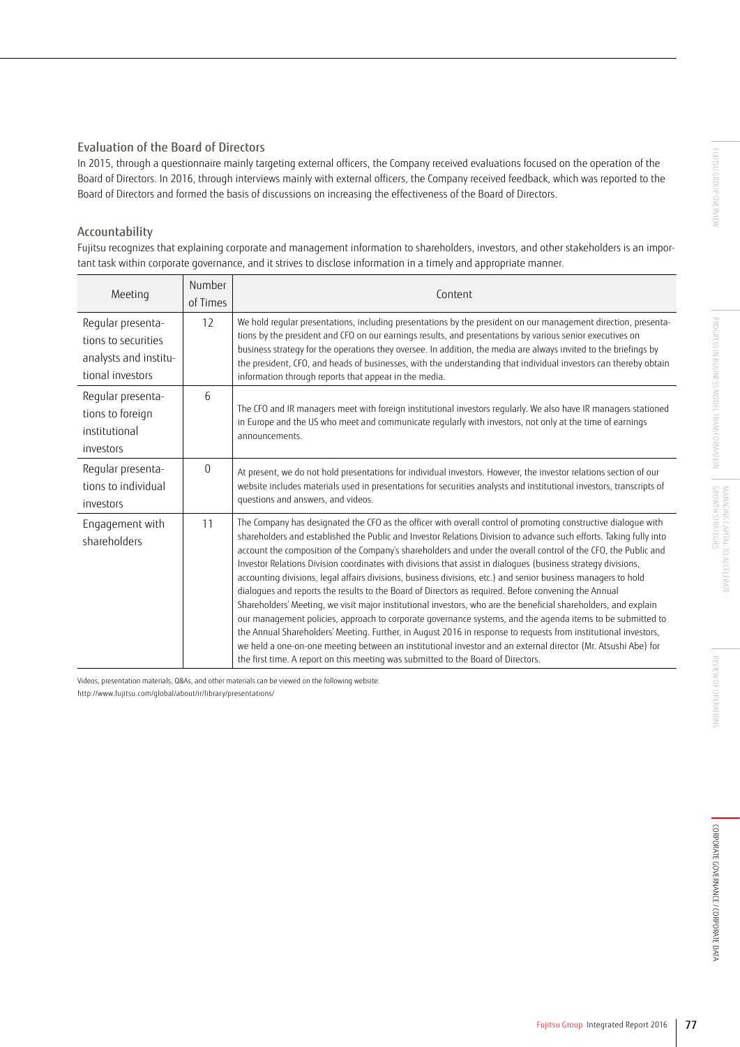### Evaluation of the Board of Directors

In 2015, through a questionnaire mainly targeting external officers, the Company received evaluations focused on the operation of the Board of Directors. In 2016, through interviews mainly with external officers, the Company received feedback, which was reported to the Board of Directors and formed the basis of discussions on increasing the effectiveness of the Board of Directors.

### Accountability

Fujitsu recognizes that explaining corporate and management information to shareholders, investors, and other stakeholders is an important task within corporate governance, and it strives to disclose information in a timely and appropriate manner.

| Meeting | Number of Times | Content |
|---|---|---|
| Regular presentations to securities analysts and institutional investors | 12 | We hold regular presentations, including presentations by the president on our management direction, presentations by the president and CFO on our earnings results, and presentations by various senior executives on business strategy for the operations they oversee. In addition, the media are always invited to the briefings by the president, CFO, and heads of businesses, with the understanding that individual investors can thereby obtain information through reports that appear in the media. |
| Regular presentations to foreign institutional investors | 6 | The CFO and IR managers meet with foreign institutional investors regularly. We also have IR managers stationed in Europe and the US who meet and communicate regularly with investors, not only at the time of earnings announcements. |
| Regular presentations to individual investors | 0 | At present, we do not hold presentations for individual investors. However, the investor relations section of our website includes materials used in presentations for securities analysts and institutional investors, transcripts of questions and answers, and videos. |
| Engagement with shareholders | 11 | The Company has designated the CFO as the officer with overall control of promoting constructive dialogue with shareholders and established the Public and Investor Relations Division to advance such efforts. Taking fully into account the composition of the Company's shareholders and under the overall control of the CFO, the Public and Investor Relations Division coordinates with divisions that assist in dialogues (business strategy divisions, accounting divisions, legal affairs divisions, business divisions, etc.) and senior business managers to hold dialogues and reports the results to the Board of Directors as required. Before convening the Annual Shareholders' Meeting, we visit major institutional investors, who are the beneficial shareholders, and explain our management policies, approach to corporate governance systems, and the agenda items to be submitted to the Annual Shareholders' Meeting. Further, in August 2016 in response to requests from institutional investors, we held a one-on-one meeting between an institutional investor and an external director (Mr. Atsushi Abe) for the first time. A report on this meeting was submitted to the Board of Directors. |

Videos, presentation materials, Q&As, and other materials can be viewed on the following website:
http://www.fujitsu.com/global/about/ir/library/presentations/